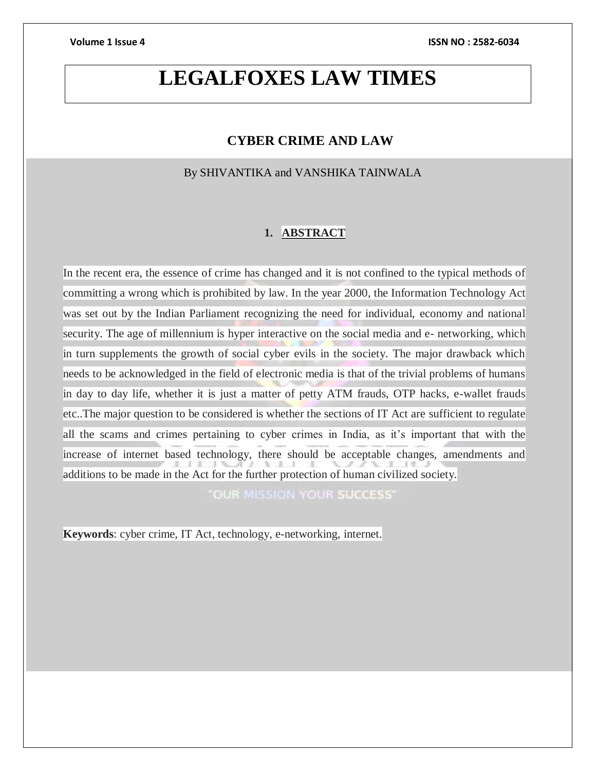# LEGALFOXES LAW TIMES

## CYBER CRIME AND LAW

By SHIVANTIKA and VANSHIKA TAINWALA

### 1. ABSTRACT

In the recent era, the essence of crime has changed and it is not confined to the typical methods of committing a wrong which is prohibited by law. In the year 2000, the Information Technology Act was set out by the Indian Parliament recognizing the need for individual, economy and national security. The age of millennium is hyper interactive on the social media and e- networking, which in turn supplements the growth of social cyber evils in the society. The major drawback which needs to be acknowledged in the field of electronic media is that of the trivial problems of humans in day to day life, whether it is just a matter of petty ATM frauds, OTP hacks, e-wallet frauds etc..The major question to be considered is whether the sections of IT Act are sufficient to regulate all the scams and crimes pertaining to cyber crimes in India, as it's important that with the increase of internet based technology, there should be acceptable changes, amendments and additions to be made in the Act for the further protection of human civilized society.

**Keywords**: cyber crime, IT Act, technology, e-networking, internet.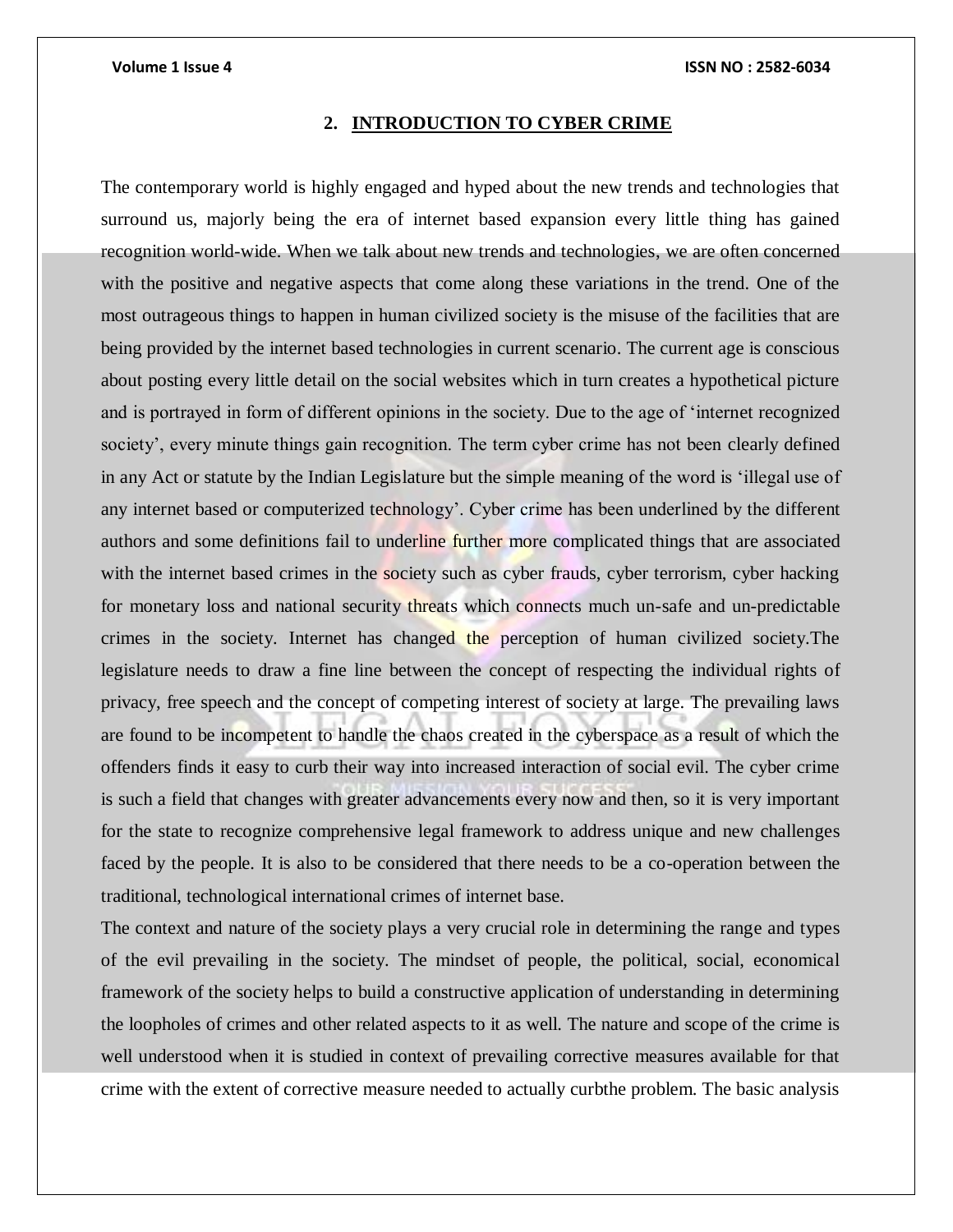## 2. INTRODUCTION TO CYBER CRIME

The contemporary world is highly engaged and hyped about the new trends and technologies that surround us, majorly being the era of internet based expansion every little thing has gained recognition world-wide. When we talk about new trends and technologies, we are often concerned with the positive and negative aspects that come along these variations in the trend. One of the most outrageous things to happen in human civilized society is the misuse of the facilities that are being provided by the internet based technologies in current scenario. The current age is conscious about posting every little detail on the social websites which in turn creates a hypothetical picture and is portrayed in form of different opinions in the society. Due to the age of 'internet recognized society', every minute things gain recognition. The term cyber crime has not been clearly defined in any Act or statute by the Indian Legislature but the simple meaning of the word is 'illegal use of any internet based or computerized technology'. Cyber crime has been underlined by the different authors and some definitions fail to underline further more complicated things that are associated with the internet based crimes in the society such as cyber frauds, cyber terrorism, cyber hacking for monetary loss and national security threats which connects much un-safe and un-predictable crimes in the society. Internet has changed the perception of human civilized society.The legislature needs to draw a fine line between the concept of respecting the individual rights of privacy, free speech and the concept of competing interest of society at large. The prevailing laws are found to be incompetent to handle the chaos created in the cyberspace as a result of which the offenders finds it easy to curb their way into increased interaction of social evil. The cyber crime is such a field that changes with greater advancements every now and then, so it is very important for the state to recognize comprehensive legal framework to address unique and new challenges faced by the people. It is also to be considered that there needs to be a co-operation between the traditional, technological international crimes of internet base.

The context and nature of the society plays a very crucial role in determining the range and types of the evil prevailing in the society. The mindset of people, the political, social, economical framework of the society helps to build a constructive application of understanding in determining the loopholes of crimes and other related aspects to it as well. The nature and scope of the crime is well understood when it is studied in context of prevailing corrective measures available for that crime with the extent of corrective measure needed to actually curbthe problem. The basic analysis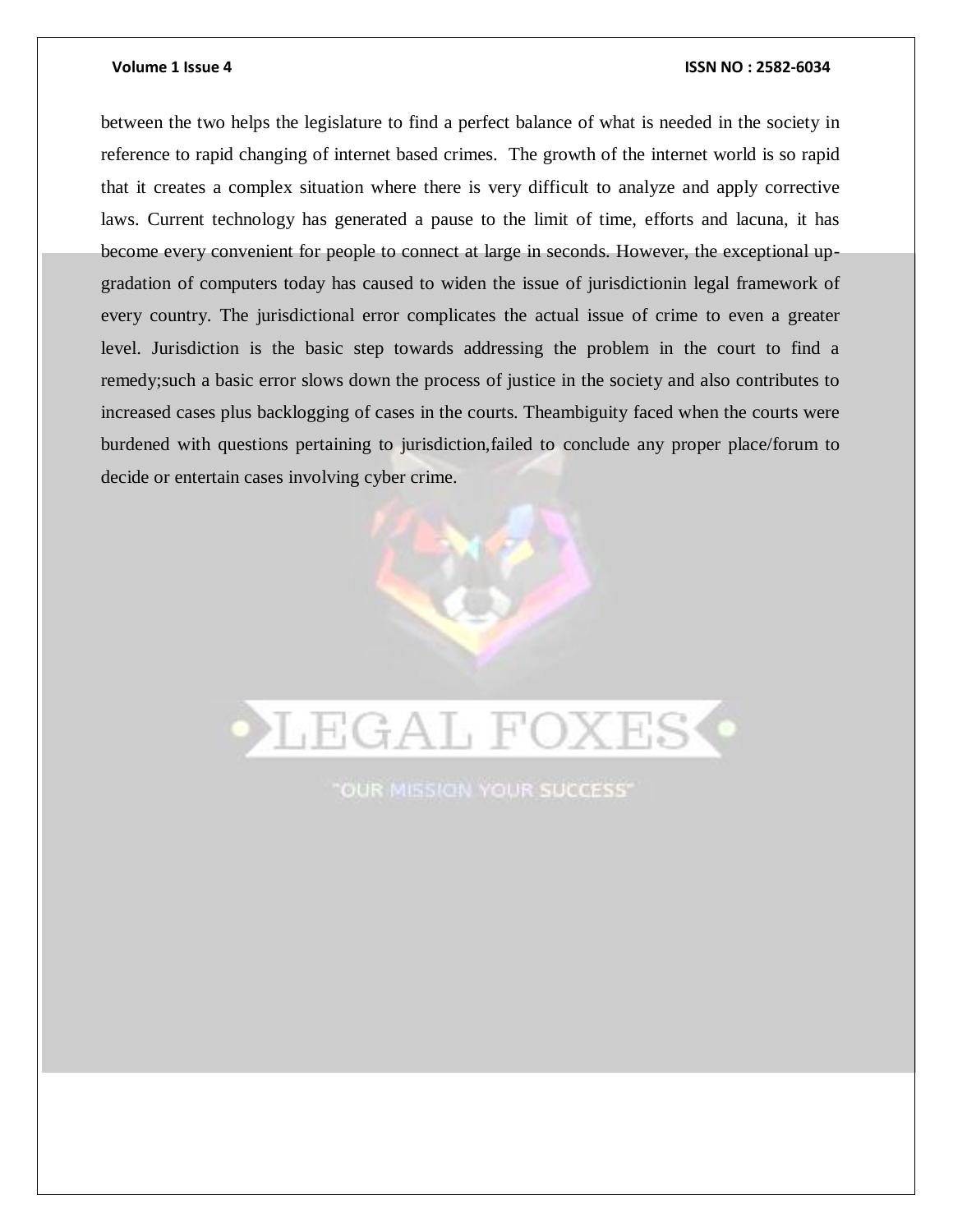between the two helps the legislature to find a perfect balance of what is needed in the society in reference to rapid changing of internet based crimes. The growth of the internet world is so rapid that it creates a complex situation where there is very difficult to analyze and apply corrective laws. Current technology has generated a pause to the limit of time, efforts and lacuna, it has become every convenient for people to connect at large in seconds. However, the exceptional up-gradation of computers today has caused to widen the issue of jurisdictionin legal framework of every country. The jurisdictional error complicates the actual issue of crime to even a greater level. Jurisdiction is the basic step towards addressing the problem in the court to find a remedy;such a basic error slows down the process of justice in the society and also contributes to increased cases plus backlogging of cases in the courts. Theambiguity faced when the courts were burdened with questions pertaining to jurisdiction,failed to conclude any proper place/forum to decide or entertain cases involving cyber crime.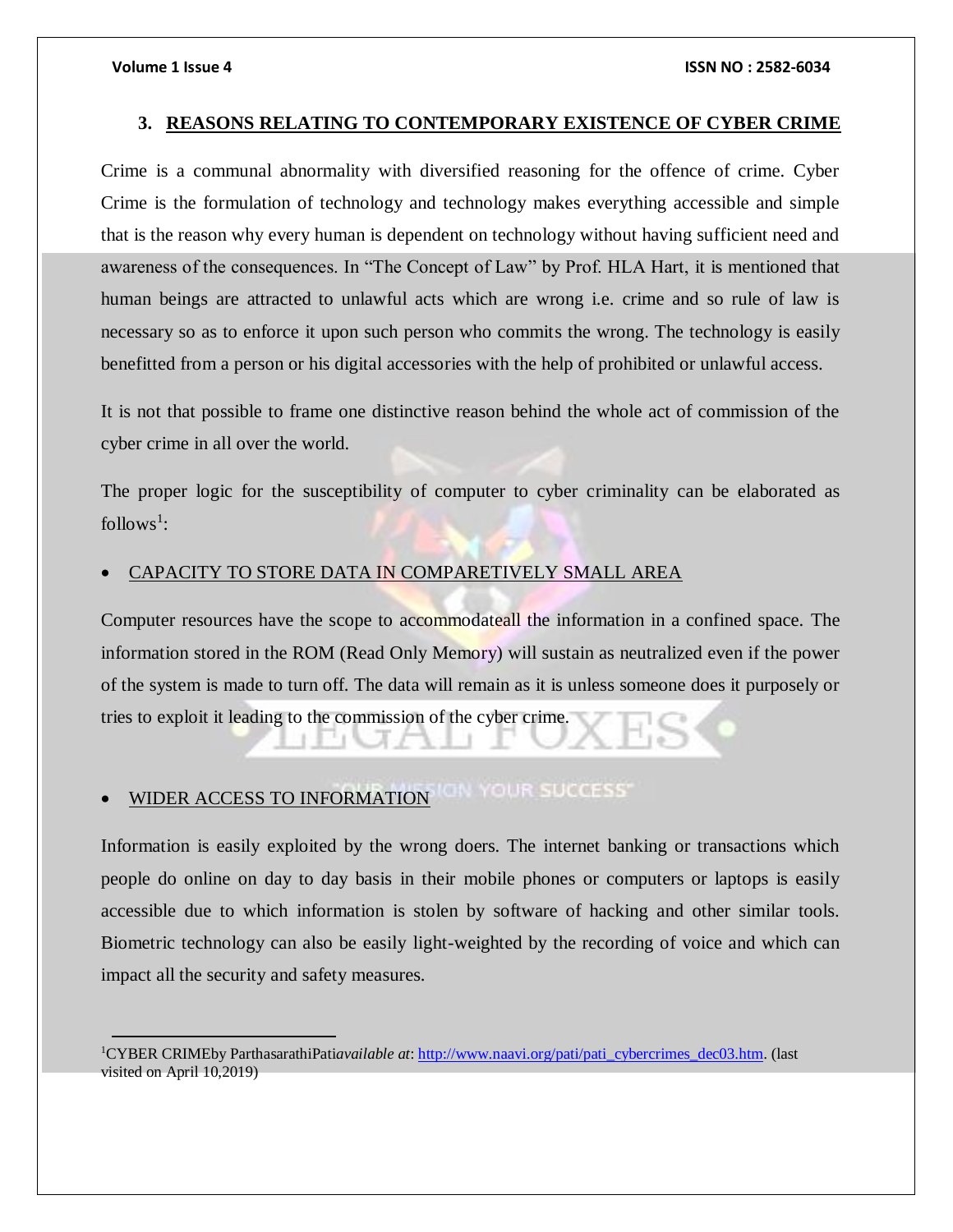### 3. REASONS RELATING TO CONTEMPORARY EXISTENCE OF CYBER CRIME

Crime is a communal abnormality with diversified reasoning for the offence of crime. Cyber Crime is the formulation of technology and technology makes everything accessible and simple that is the reason why every human is dependent on technology without having sufficient need and awareness of the consequences. In "The Concept of Law" by Prof. HLA Hart, it is mentioned that human beings are attracted to unlawful acts which are wrong i.e. crime and so rule of law is necessary so as to enforce it upon such person who commits the wrong. The technology is easily benefitted from a person or his digital accessories with the help of prohibited or unlawful access.

It is not that possible to frame one distinctive reason behind the whole act of commission of the cyber crime in all over the world.

The proper logic for the susceptibility of computer to cyber criminality can be elaborated as follows[1]:

- CAPACITY TO STORE DATA IN COMPARETIVELY SMALL AREA

Computer resources have the scope to accommodateall the information in a confined space. The information stored in the ROM (Read Only Memory) will sustain as neutralized even if the power of the system is made to turn off. The data will remain as it is unless someone does it purposely or tries to exploit it leading to the commission of the cyber crime.

- WIDER ACCESS TO INFORMATION

Information is easily exploited by the wrong doers. The internet banking or transactions which people do online on day to day basis in their mobile phones or computers or laptops is easily accessible due to which information is stolen by software of hacking and other similar tools. Biometric technology can also be easily light-weighted by the recording of voice and which can impact all the security and safety measures.

---

[1] CYBER CRIMEby ParthasarathiPati*available at*: http://www.naavi.org/pati/pati_cybercrimes_dec03.htm. (last visited on April 10,2019)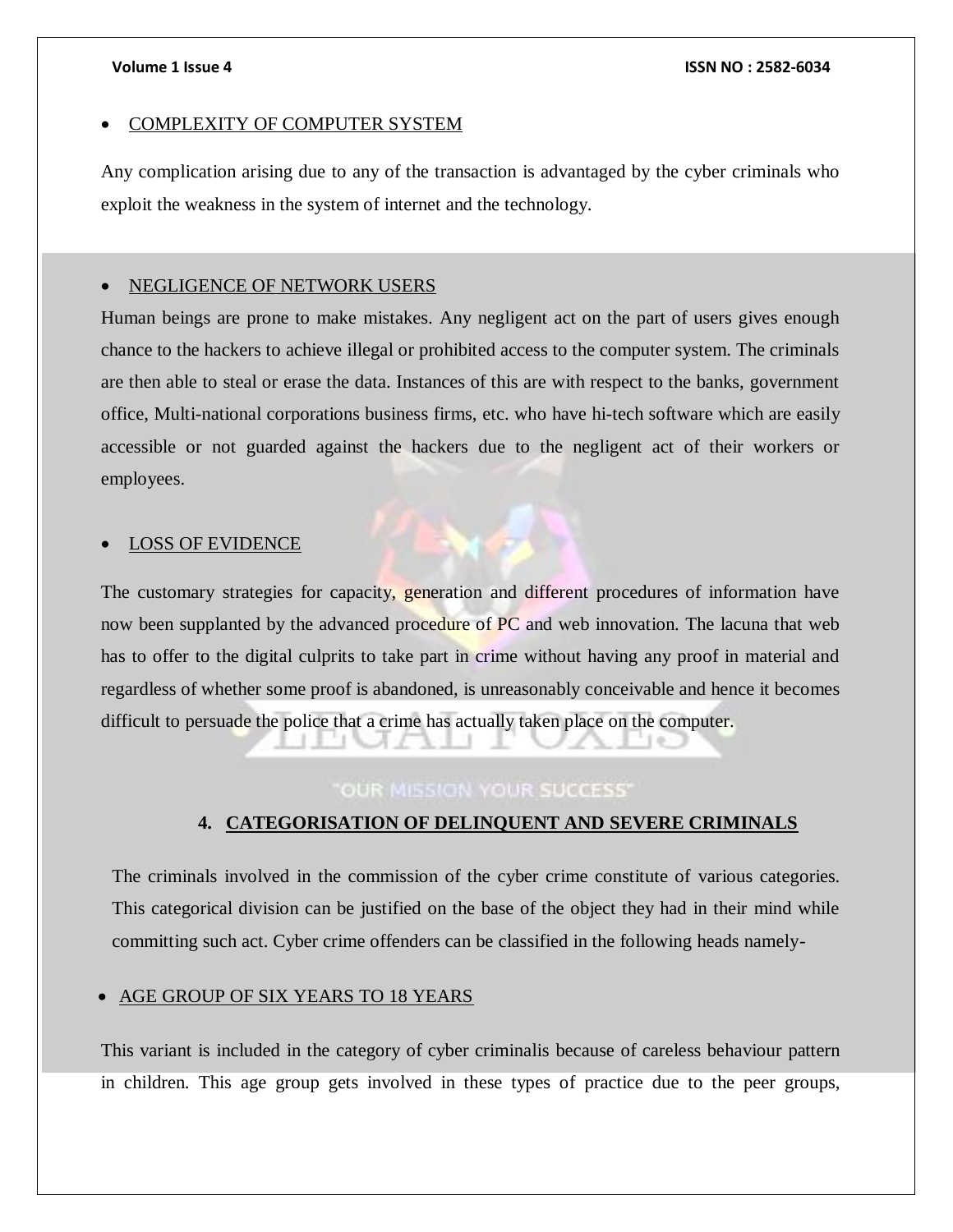- COMPLEXITY OF COMPUTER SYSTEM

Any complication arising due to any of the transaction is advantaged by the cyber criminals who exploit the weakness in the system of internet and the technology.

- NEGLIGENCE OF NETWORK USERS

Human beings are prone to make mistakes. Any negligent act on the part of users gives enough chance to the hackers to achieve illegal or prohibited access to the computer system. The criminals are then able to steal or erase the data. Instances of this are with respect to the banks, government office, Multi-national corporations business firms, etc. who have hi-tech software which are easily accessible or not guarded against the hackers due to the negligent act of their workers or employees.

- LOSS OF EVIDENCE

The customary strategies for capacity, generation and different procedures of information have now been supplanted by the advanced procedure of PC and web innovation. The lacuna that web has to offer to the digital culprits to take part in crime without having any proof in material and regardless of whether some proof is abandoned, is unreasonably conceivable and hence it becomes difficult to persuade the police that a crime has actually taken place on the computer.

## 4. CATEGORISATION OF DELINQUENT AND SEVERE CRIMINALS

The criminals involved in the commission of the cyber crime constitute of various categories. This categorical division can be justified on the base of the object they had in their mind while committing such act. Cyber crime offenders can be classified in the following heads namely-

- AGE GROUP OF SIX YEARS TO 18 YEARS

This variant is included in the category of cyber criminalis because of careless behaviour pattern in children. This age group gets involved in these types of practice due to the peer groups,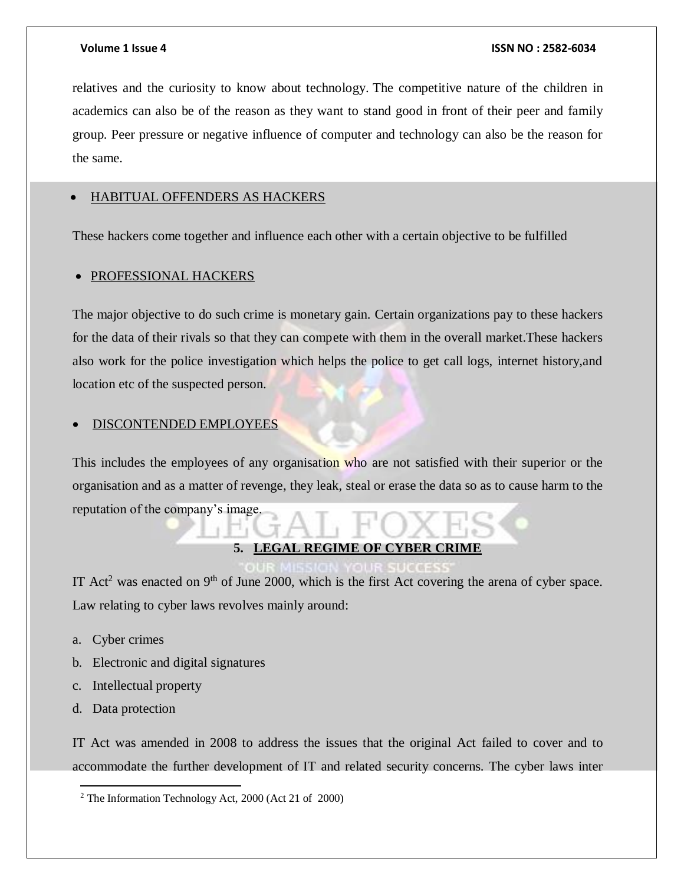relatives and the curiosity to know about technology. The competitive nature of the children in academics can also be of the reason as they want to stand good in front of their peer and family group. Peer pressure or negative influence of computer and technology can also be the reason for the same.

- HABITUAL OFFENDERS AS HACKERS

These hackers come together and influence each other with a certain objective to be fulfilled

- PROFESSIONAL HACKERS

The major objective to do such crime is monetary gain. Certain organizations pay to these hackers for the data of their rivals so that they can compete with them in the overall market.These hackers also work for the police investigation which helps the police to get call logs, internet history,and location etc of the suspected person.

- DISCONTENDED EMPLOYEES

This includes the employees of any organisation who are not satisfied with their superior or the organisation and as a matter of revenge, they leak, steal or erase the data so as to cause harm to the reputation of the company's image.

## 5. LEGAL REGIME OF CYBER CRIME

IT Act[2] was enacted on 9th of June 2000, which is the first Act covering the arena of cyber space. Law relating to cyber laws revolves mainly around:

a. Cyber crimes
b. Electronic and digital signatures
c. Intellectual property
d. Data protection

IT Act was amended in 2008 to address the issues that the original Act failed to cover and to accommodate the further development of IT and related security concerns. The cyber laws inter

[2] The Information Technology Act, 2000 (Act 21 of 2000)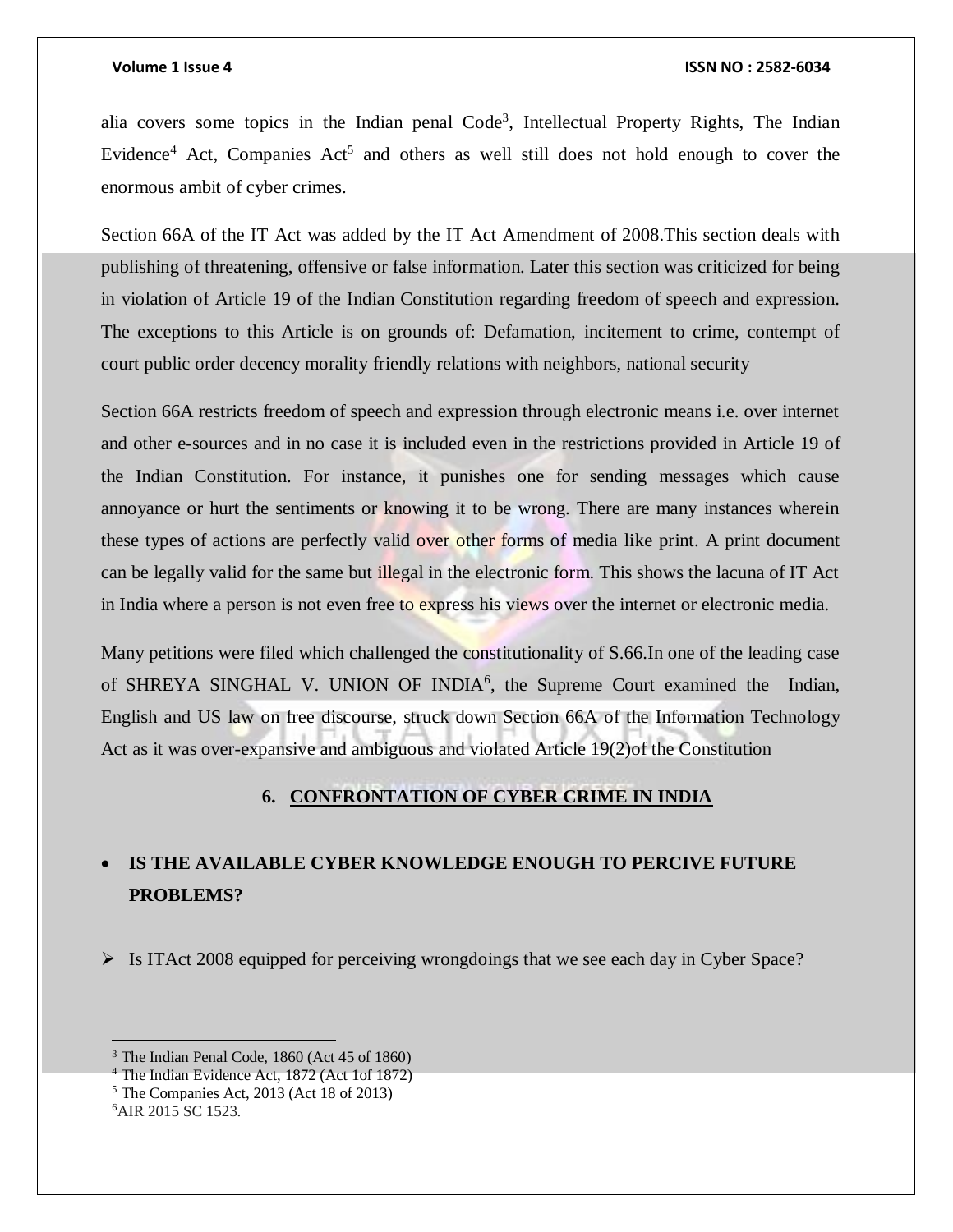alia covers some topics in the Indian penal Code[3], Intellectual Property Rights, The Indian Evidence[4] Act, Companies Act[5] and others as well still does not hold enough to cover the enormous ambit of cyber crimes.

Section 66A of the IT Act was added by the IT Act Amendment of 2008.This section deals with publishing of threatening, offensive or false information. Later this section was criticized for being in violation of Article 19 of the Indian Constitution regarding freedom of speech and expression. The exceptions to this Article is on grounds of: Defamation, incitement to crime, contempt of court public order decency morality friendly relations with neighbors, national security

Section 66A restricts freedom of speech and expression through electronic means i.e. over internet and other e-sources and in no case it is included even in the restrictions provided in Article 19 of the Indian Constitution. For instance, it punishes one for sending messages which cause annoyance or hurt the sentiments or knowing it to be wrong. There are many instances wherein these types of actions are perfectly valid over other forms of media like print. A print document can be legally valid for the same but illegal in the electronic form. This shows the lacuna of IT Act in India where a person is not even free to express his views over the internet or electronic media.

Many petitions were filed which challenged the constitutionality of S.66.In one of the leading case of SHREYA SINGHAL V. UNION OF INDIA[6], the Supreme Court examined the Indian, English and US law on free discourse, struck down Section 66A of the Information Technology Act as it was over-expansive and ambiguous and violated Article 19(2)of the Constitution

## 6. CONFRONTATION OF CYBER CRIME IN INDIA

- **IS THE AVAILABLE CYBER KNOWLEDGE ENOUGH TO PERCIVE FUTURE PROBLEMS?**

➢ Is ITAct 2008 equipped for perceiving wrongdoings that we see each day in Cyber Space?

---

[3] The Indian Penal Code, 1860 (Act 45 of 1860)
[4] The Indian Evidence Act, 1872 (Act 1of 1872)
[5] The Companies Act, 2013 (Act 18 of 2013)
[6] AIR 2015 SC 1523.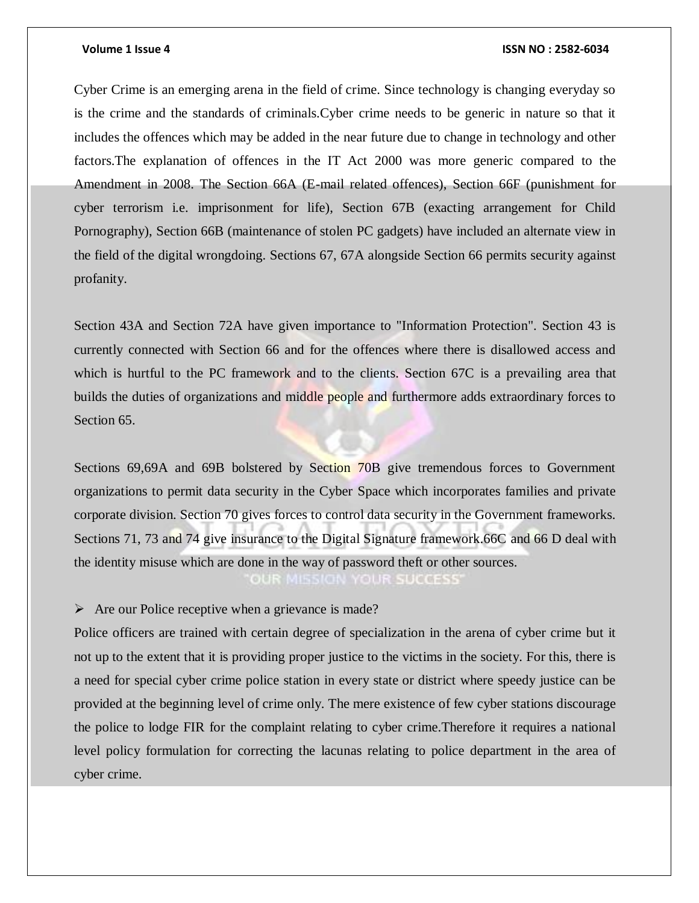Cyber Crime is an emerging arena in the field of crime. Since technology is changing everyday so is the crime and the standards of criminals.Cyber crime needs to be generic in nature so that it includes the offences which may be added in the near future due to change in technology and other factors.The explanation of offences in the IT Act 2000 was more generic compared to the Amendment in 2008. The Section 66A (E-mail related offences), Section 66F (punishment for cyber terrorism i.e. imprisonment for life), Section 67B (exacting arrangement for Child Pornography), Section 66B (maintenance of stolen PC gadgets) have included an alternate view in the field of the digital wrongdoing. Sections 67, 67A alongside Section 66 permits security against profanity.

Section 43A and Section 72A have given importance to "Information Protection". Section 43 is currently connected with Section 66 and for the offences where there is disallowed access and which is hurtful to the PC framework and to the clients. Section 67C is a prevailing area that builds the duties of organizations and middle people and furthermore adds extraordinary forces to Section 65.

Sections 69,69A and 69B bolstered by Section 70B give tremendous forces to Government organizations to permit data security in the Cyber Space which incorporates families and private corporate division. Section 70 gives forces to control data security in the Government frameworks. Sections 71, 73 and 74 give insurance to the Digital Signature framework.66C and 66 D deal with the identity misuse which are done in the way of password theft or other sources.

- Are our Police receptive when a grievance is made?

Police officers are trained with certain degree of specialization in the arena of cyber crime but it not up to the extent that it is providing proper justice to the victims in the society. For this, there is a need for special cyber crime police station in every state or district where speedy justice can be provided at the beginning level of crime only. The mere existence of few cyber stations discourage the police to lodge FIR for the complaint relating to cyber crime.Therefore it requires a national level policy formulation for correcting the lacunas relating to police department in the area of cyber crime.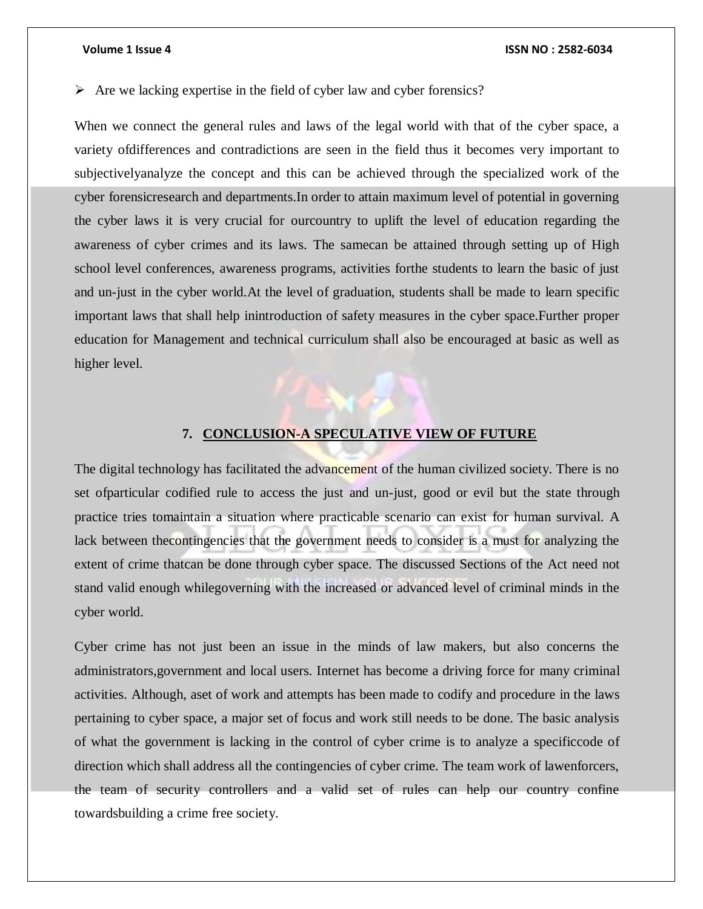- Are we lacking expertise in the field of cyber law and cyber forensics?

When we connect the general rules and laws of the legal world with that of the cyber space, a variety ofdifferences and contradictions are seen in the field thus it becomes very important to subjectivelyanalyze the concept and this can be achieved through the specialized work of the cyber forensicresearch and departments.In order to attain maximum level of potential in governing the cyber laws it is very crucial for ourcountry to uplift the level of education regarding the awareness of cyber crimes and its laws. The samecan be attained through setting up of High school level conferences, awareness programs, activities forthe students to learn the basic of just and un-just in the cyber world.At the level of graduation, students shall be made to learn specific important laws that shall help inintroduction of safety measures in the cyber space.Further proper education for Management and technical curriculum shall also be encouraged at basic as well as higher level.

## 7. CONCLUSION-A SPECULATIVE VIEW OF FUTURE

The digital technology has facilitated the advancement of the human civilized society. There is no set ofparticular codified rule to access the just and un-just, good or evil but the state through practice tries tomaintain a situation where practicable scenario can exist for human survival. A lack between thecontingencies that the government needs to consider is a must for analyzing the extent of crime thatcan be done through cyber space. The discussed Sections of the Act need not stand valid enough whilegoverning with the increased or advanced level of criminal minds in the cyber world.

Cyber crime has not just been an issue in the minds of law makers, but also concerns the administrators,government and local users. Internet has become a driving force for many criminal activities. Although, aset of work and attempts has been made to codify and procedure in the laws pertaining to cyber space, a major set of focus and work still needs to be done. The basic analysis of what the government is lacking in the control of cyber crime is to analyze a specificcode of direction which shall address all the contingencies of cyber crime. The team work of lawenforcers, the team of security controllers and a valid set of rules can help our country confine towardsbuilding a crime free society.